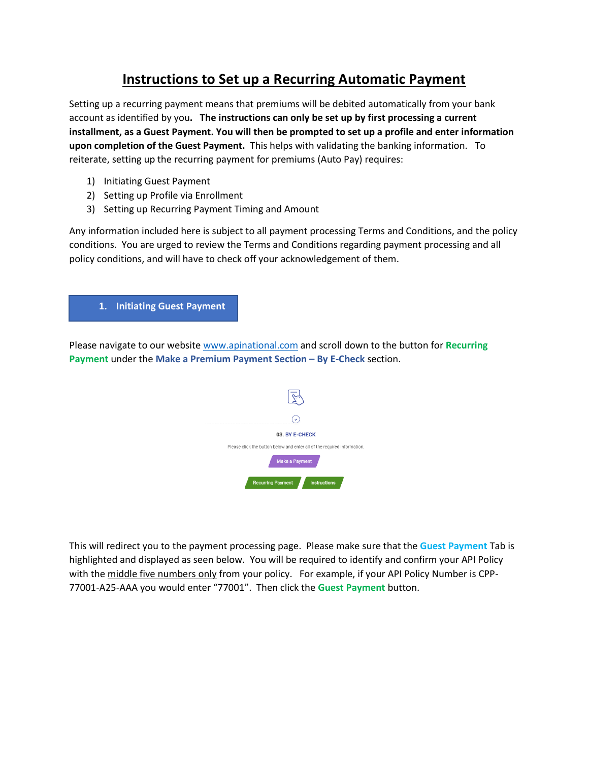# Instructions to Set up a Recurring Automatic Payment

Setting up a recurring payment means that premiums will be debited automatically from your bank account as identified by you**.** **The instructions can only be set up by first processing a current installment, as a Guest Payment. You will then be prompted to set up a profile and enter information upon completion of the Guest Payment.** This helps with validating the banking information. To reiterate, setting up the recurring payment for premiums (Auto Pay) requires:

1) Initiating Guest Payment
2) Setting up Profile via Enrollment
3) Setting up Recurring Payment Timing and Amount

Any information included here is subject to all payment processing Terms and Conditions, and the policy conditions. You are urged to review the Terms and Conditions regarding payment processing and all policy conditions, and will have to check off your acknowledgement of them.

## 1. Initiating Guest Payment

Please navigate to our website www.apinational.com and scroll down to the button for **Recurring Payment** under the **Make a Premium Payment Section – By E-Check** section.

03. BY E-CHECK

Please click the button below and enter all of the required information.

Make a Payment

Recurring Payment | Instructions

This will redirect you to the payment processing page. Please make sure that the **Guest Payment** Tab is highlighted and displayed as seen below. You will be required to identify and confirm your API Policy with the middle five numbers only from your policy. For example, if your API Policy Number is CPP-77001-A25-AAA you would enter "77001". Then click the **Guest Payment** button.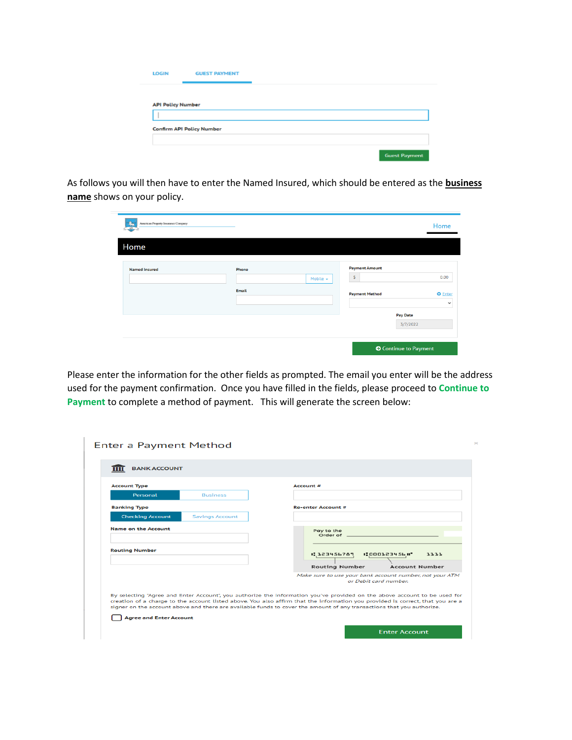LOGIN GUEST PAYMENT

API Policy Number

Confirm API Policy Number

Guest Payment

As follows you will then have to enter the Named Insured, which should be entered as the **business name** shows on your policy.

American Property Insurance Company

Home

Home

Named Insured

Phone

Mobile

Email

Payment Amount

$ 0.00

Payment Method

Enter

Pay Date

3/7/2022

Continue to Payment

Please enter the information for the other fields as prompted. The email you enter will be the address used for the payment confirmation. Once you have filled in the fields, please proceed to **Continue to Payment** to complete a method of payment. This will generate the screen below:

Enter a Payment Method

BANK ACCOUNT

Account Type

Personal Business

Banking Type

Checking Account Savings Account

Name on the Account

Routing Number

Account #

Re-enter Account #

Pay to the Order of

123456789 000123456 1111

Routing Number Account Number

*Make sure to use your bank account number, not your ATM or Debit card number.*

By selecting "Agree and Enter Account", you authorize the information you've provided on the above account to be used for creation of a charge to the account listed above. You also affirm that the information you provided is correct, that you are a signer on the account above and there are available funds to cover the amount of any transactions that you authorize.

Agree and Enter Account

Enter Account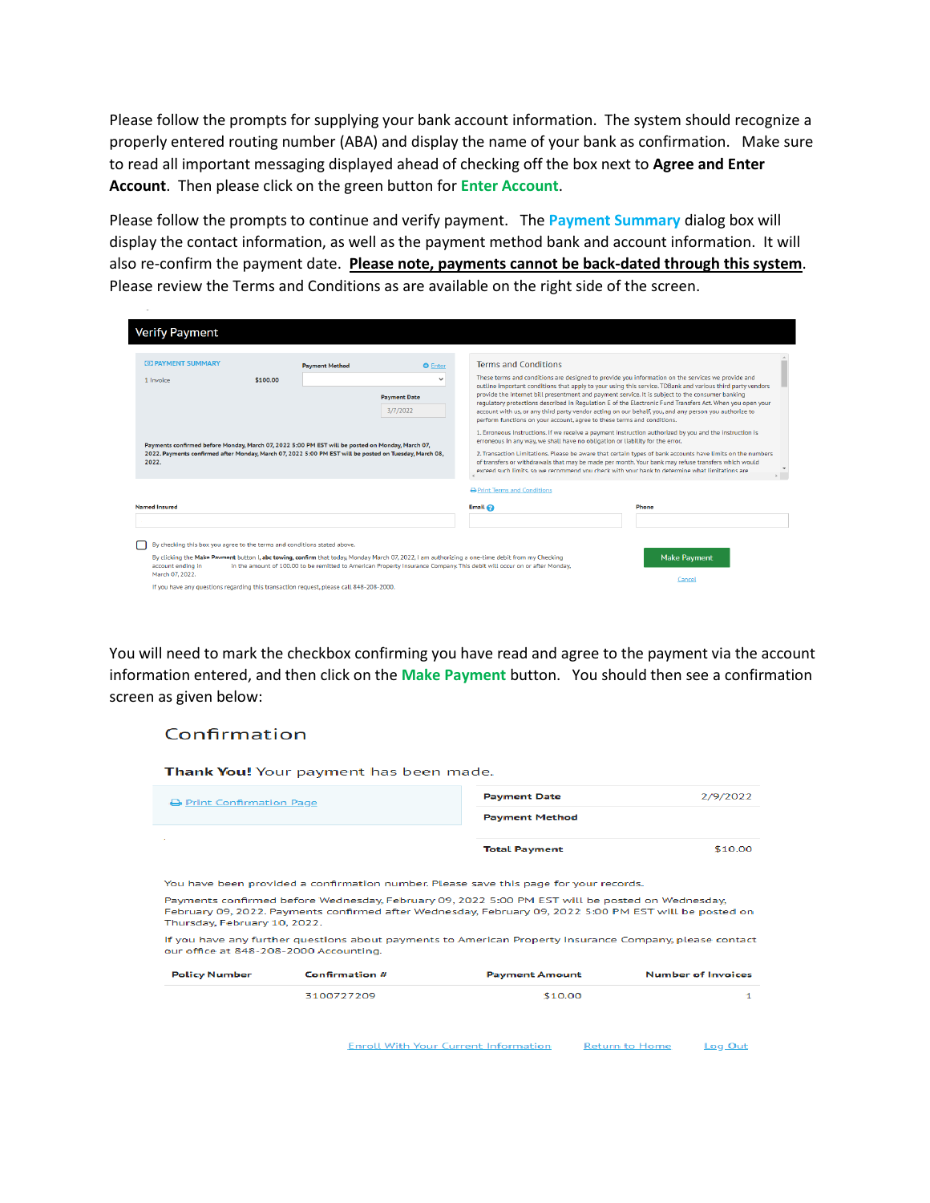Please follow the prompts for supplying your bank account information. The system should recognize a properly entered routing number (ABA) and display the name of your bank as confirmation. Make sure to read all important messaging displayed ahead of checking off the box next to **Agree and Enter Account**. Then please click on the green button for **Enter Account**.

Please follow the prompts to continue and verify payment. The **Payment Summary** dialog box will display the contact information, as well as the payment method bank and account information. It will also re-confirm the payment date. **Please note, payments cannot be back-dated through this system**. Please review the Terms and Conditions as are available on the right side of the screen.

Verify Payment

PAYMENT SUMMARY

1 Invoice $100.00

Payment Method Enter

Payment Date 3/7/2022

Payments confirmed before Monday, March 07, 2022 5:00 PM EST will be posted on Monday, March 07, 2022. Payments confirmed after Monday, March 07, 2022 5:00 PM EST will be posted on Tuesday, March 08, 2022.

Terms and Conditions

These terms and conditions are designed to provide you information on the services we provide and outline important conditions that apply to your using this service. TDBank and various third party vendors provide the Internet bill presentment and payment service. It is subject to the consumer banking regulatory protections described in Regulation E of the Electronic Fund Transfers Act. When you open your account with us, or any third party vendor acting on our behalf, you, and any person you authorize to perform functions on your account, agree to these terms and conditions.

1. Erroneous Instructions. If we receive a payment instruction authorized by you and the instruction is erroneous in any way, we shall have no obligation or liability for the error.

2. Transaction Limitations. Please be aware that certain types of bank accounts have limits on the numbers of transfers or withdrawals that may be made per month. Your bank may refuse transfers which would exceed such limits, so we recommend you check with your bank to determine what limitations are

Print Terms and Conditions

Named Insured | Email | Phone

By checking this box you agree to the terms and conditions stated above.

By clicking the Make Payment button I, abc towing, confirm that today, Monday March 07, 2022, I am authorizing a one-time debit from my Checking account ending in in the amount of 100.00 to be remitted to American Property Insurance Company. This debit will occur on or after Monday, March 07, 2022.

If you have any questions regarding this transaction request, please call 848-208-2000.

Make Payment

Cancel

You will need to mark the checkbox confirming you have read and agree to the payment via the account information entered, and then click on the **Make Payment** button. You should then see a confirmation screen as given below:

Confirmation

**Thank You!** Your payment has been made.

Print Confirmation Page

| | |
|---|---|
| **Payment Date** | 2/9/2022 |
| **Payment Method** | |
| **Total Payment** | $10.00 |

You have been provided a confirmation number. Please save this page for your records.

Payments confirmed before Wednesday, February 09, 2022 5:00 PM EST will be posted on Wednesday, February 09, 2022. Payments confirmed after Wednesday, February 09, 2022 5:00 PM EST will be posted on Thursday, February 10, 2022.

If you have any further questions about payments to American Property Insurance Company, please contact our office at 848-208-2000 Accounting.

| Policy Number | Confirmation # | Payment Amount | Number of Invoices |
|---|---|---|---|
| | 3100727209 | $10.00 | 1 |

Enroll With Your Current Information | Return to Home | Log Out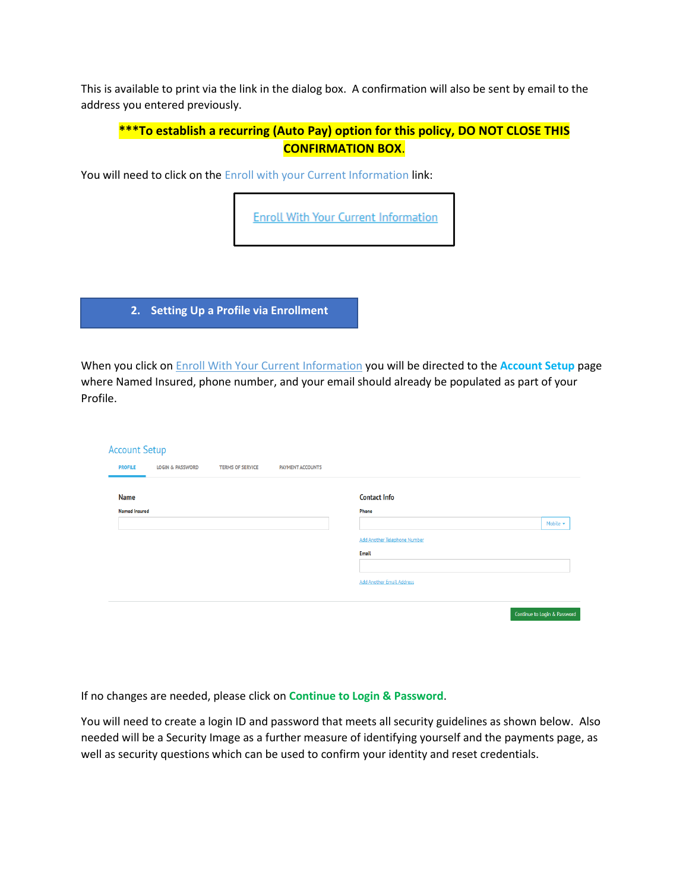This is available to print via the link in the dialog box. A confirmation will also be sent by email to the address you entered previously.

**\*\*\*To establish a recurring (Auto Pay) option for this policy, DO NOT CLOSE THIS CONFIRMATION BOX.**

You will need to click on the Enroll with your Current Information link:

Enroll With Your Current Information

## 2. Setting Up a Profile via Enrollment

When you click on Enroll With Your Current Information you will be directed to the **Account Setup** page where Named Insured, phone number, and your email should already be populated as part of your Profile.

Account Setup

PROFILE | LOGIN & PASSWORD | TERMS OF SERVICE | PAYMENT ACCOUNTS

**Name**

Named Insured

**Contact Info**

Phone

Mobile

Add Another Telephone Number

Email

Add Another Email Address

Continue to Login & Password

If no changes are needed, please click on **Continue to Login & Password**.

You will need to create a login ID and password that meets all security guidelines as shown below. Also needed will be a Security Image as a further measure of identifying yourself and the payments page, as well as security questions which can be used to confirm your identity and reset credentials.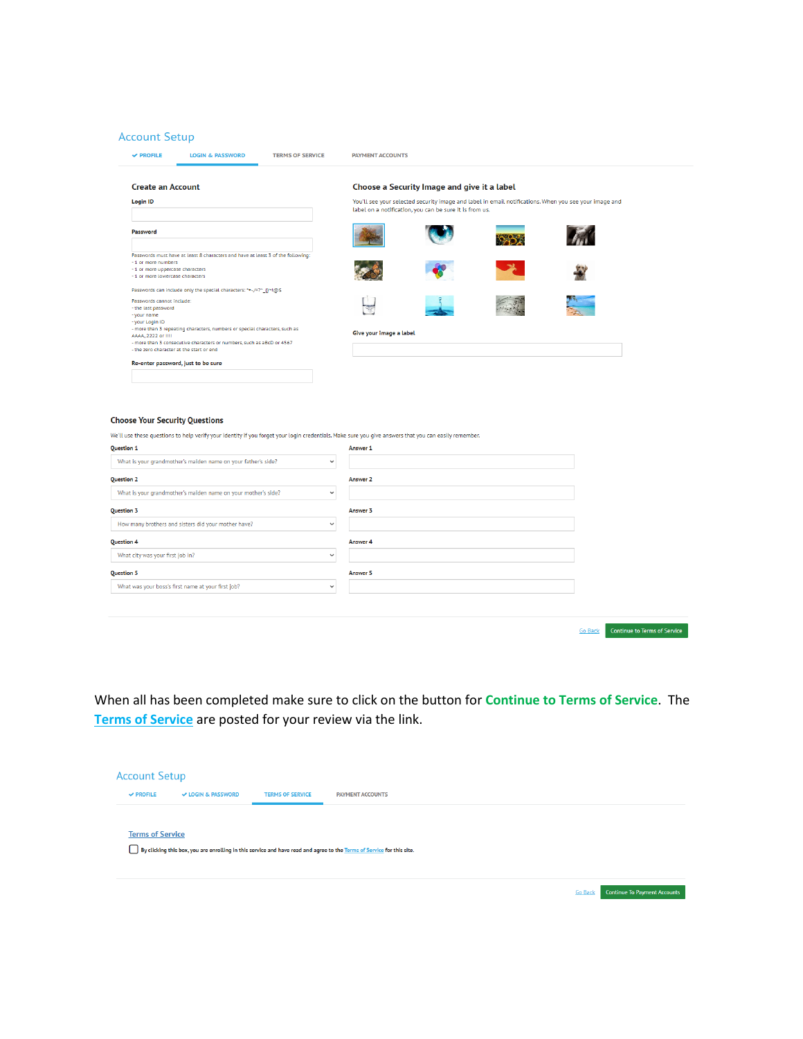## Account Setup

✔ PROFILE | LOGIN & PASSWORD | TERMS OF SERVICE | PAYMENT ACCOUNTS

### Create an Account

**Login ID**

**Password**

Passwords must have at least 8 characters and have at least 3 of the following:
- 1 or more numbers
- 1 or more uppercase characters
- 1 or more lowercase characters

Passwords can include only the special characters: *+-/=?^_{}~!@$

Passwords cannot include:
- the last password
- your name
- your Login ID
- more than 3 repeating characters, numbers or special characters, such as AAAA, 2222 or !!!!
- more than 3 consecutive characters or numbers, such as aBcD or 4567
- the zero character at the start or end

**Re-enter password, just to be sure**

### Choose a Security Image and give it a label

You'll see your selected security image and label in email notifications. When you see your image and label on a notification, you can be sure it is from us.

**Give your image a label**

### Choose Your Security Questions

We'll use these questions to help verify your identity if you forget your login credentials. Make sure you give answers that you can easily remember.

**Question 1**
What is your grandmother's maiden name on your father's side?

**Answer 1**

**Question 2**
What is your grandmother's maiden name on your mother's side?

**Answer 2**

**Question 3**
How many brothers and sisters did your mother have?

**Answer 3**

**Question 4**
What city was your first job in?

**Answer 4**

**Question 5**
What was your boss's first name at your first job?

**Answer 5**

Go Back | Continue to Terms of Service

When all has been completed make sure to click on the button for **Continue to Terms of Service**. The **Terms of Service** are posted for your review via the link.

## Account Setup

✔ PROFILE | ✔ LOGIN & PASSWORD | TERMS OF SERVICE | PAYMENT ACCOUNTS

Terms of Service

☐ By clicking this box, you are enrolling in this service and have read and agree to the Terms of Service for this site.

Go Back | Continue To Payment Accounts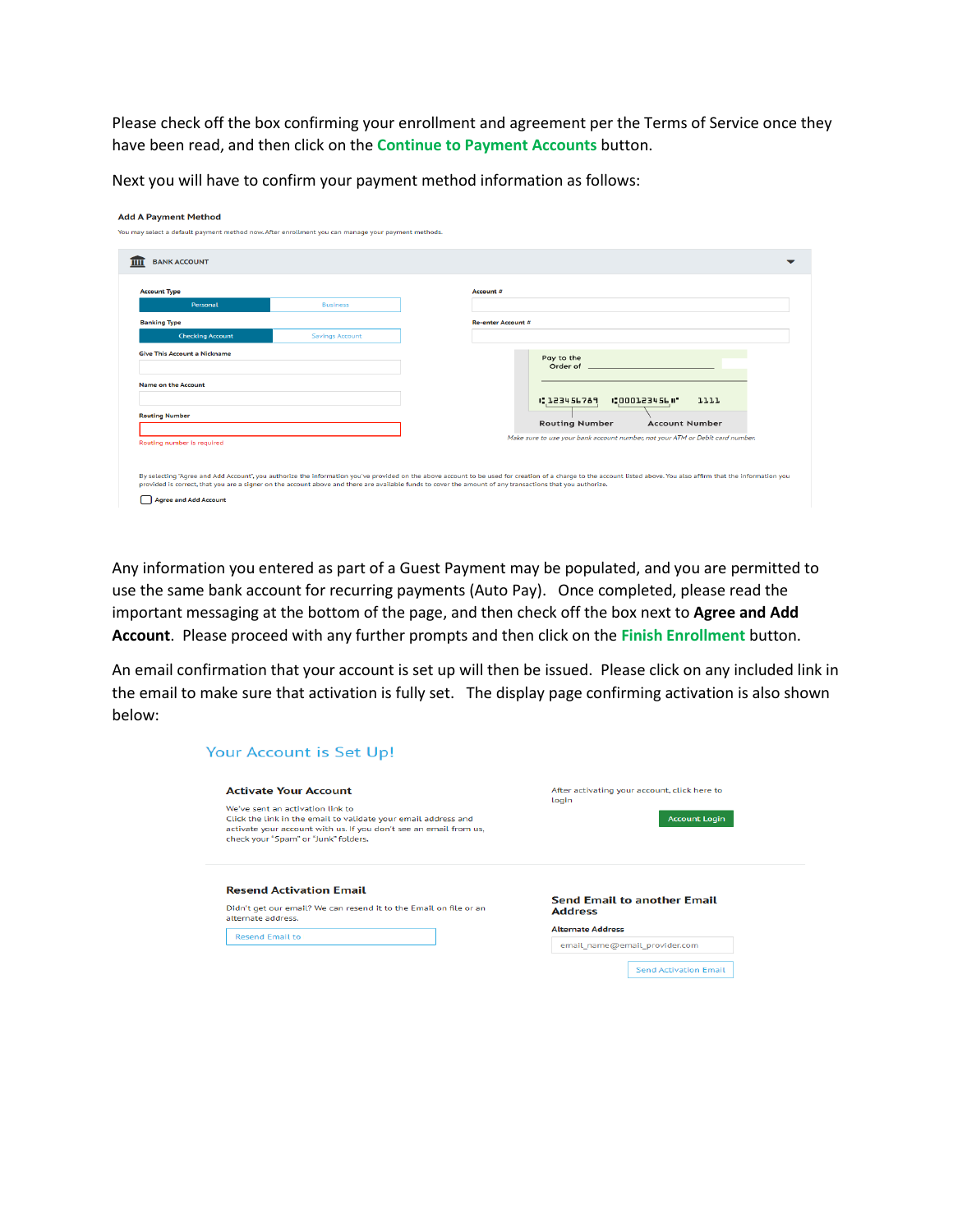Please check off the box confirming your enrollment and agreement per the Terms of Service once they have been read, and then click on the **Continue to Payment Accounts** button.

Next you will have to confirm your payment method information as follows:

**Add A Payment Method**

You may select a default payment method now. After enrollment you can manage your payment methods.

BANK ACCOUNT

Account Type

Personal | Business

Banking Type

Checking Account | Savings Account

Give This Account a Nickname

Name on the Account

Routing Number

Routing number is required

Account #

Re-enter Account #

Pay to the Order of

⑆123456789 ⑆000123456⑈ 1111

Routing Number Account Number

*Make sure to use your bank account number, not your ATM or Debit card number.*

By selecting "Agree and Add Account", you authorize the information you've provided on the above account to be used for creation of a charge to the account listed above. You also affirm that the information you provided is correct, that you are a signer on the account above and there are available funds to cover the amount of any transactions that you authorize.

☐ Agree and Add Account

Any information you entered as part of a Guest Payment may be populated, and you are permitted to use the same bank account for recurring payments (Auto Pay). Once completed, please read the important messaging at the bottom of the page, and then check off the box next to **Agree and Add Account**. Please proceed with any further prompts and then click on the **Finish Enrollment** button.

An email confirmation that your account is set up will then be issued. Please click on any included link in the email to make sure that activation is fully set. The display page confirming activation is also shown below:

**Your Account is Set Up!**

**Activate Your Account**

We've sent an activation link to
Click the link in the email to validate your email address and activate your account with us. If you don't see an email from us, check your "Spam" or "Junk" folders.

After activating your account, click here to login

Account Login

**Resend Activation Email**

Didn't get our email? We can resend it to the Email on file or an alternate address.

Resend Email to

**Send Email to another Email Address**

Alternate Address

email_name@email_provider.com

Send Activation Email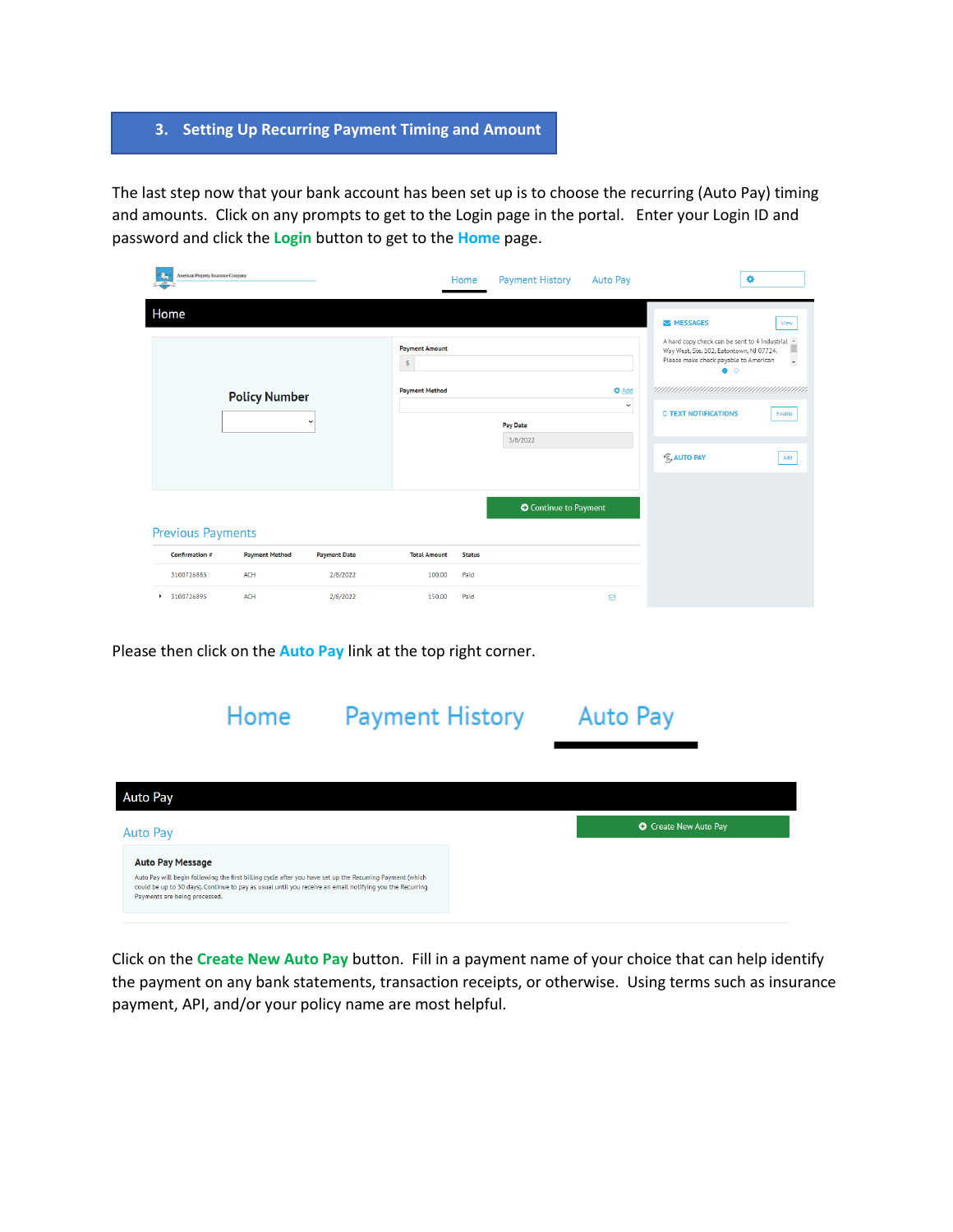## 3. Setting Up Recurring Payment Timing and Amount

The last step now that your bank account has been set up is to choose the recurring (Auto Pay) timing and amounts. Click on any prompts to get to the Login page in the portal. Enter your Login ID and password and click the **Login** button to get to the **Home** page.

Please then click on the **Auto Pay** link at the top right corner.

Click on the **Create New Auto Pay** button. Fill in a payment name of your choice that can help identify the payment on any bank statements, transaction receipts, or otherwise. Using terms such as insurance payment, API, and/or your policy name are most helpful.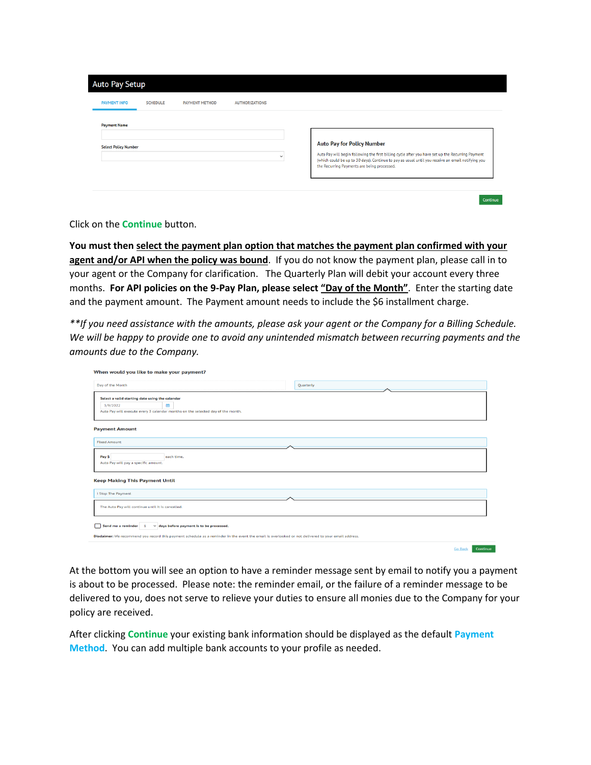Auto Pay Setup

PAYMENT INFO | SCHEDULE | PAYMENT METHOD | AUTHORIZATIONS

Payment Name

Select Policy Number

**Auto Pay for Policy Number**

Auto Pay will begin following the first billing cycle after you have set up the Recurring Payment (which could be up to 30 days). Continue to pay as usual until you receive an email notifying you the Recurring Payments are being processed.

Continue

Click on the **Continue** button.

**You must then <u>select the payment plan option that matches the payment plan confirmed with your agent and/or API when the policy was bound</u>**. If you do not know the payment plan, please call in to your agent or the Company for clarification. The Quarterly Plan will debit your account every three months. **For API policies on the 9-Pay Plan, please select <u>"Day of the Month"</u>**. Enter the starting date and the payment amount. The Payment amount needs to include the $6 installment charge.

*\*\*If you need assistance with the amounts, please ask your agent or the Company for a Billing Schedule. We will be happy to provide one to avoid any unintended mismatch between recurring payments and the amounts due to the Company.*

When would you like to make your payment?

Day of the Month | Quarterly

Select a valid starting date using the calendar

3/9/2022

Auto Pay will execute every 3 calendar months on the selected day of the month.

Payment Amount

Fixed Amount

Pay $ each time.

Auto Pay will pay a specific amount.

Keep Making This Payment Until

I Stop The Payment

The Auto Pay will continue until it is cancelled.

Send me a reminder 1 days before payment is to be processed.

Disclaimer: We recommend you record this payment schedule as a reminder in the event the email is overlooked or not delivered to your email address.

Go Back | Continue

At the bottom you will see an option to have a reminder message sent by email to notify you a payment is about to be processed. Please note: the reminder email, or the failure of a reminder message to be delivered to you, does not serve to relieve your duties to ensure all monies due to the Company for your policy are received.

After clicking **Continue** your existing bank information should be displayed as the default **Payment Method**. You can add multiple bank accounts to your profile as needed.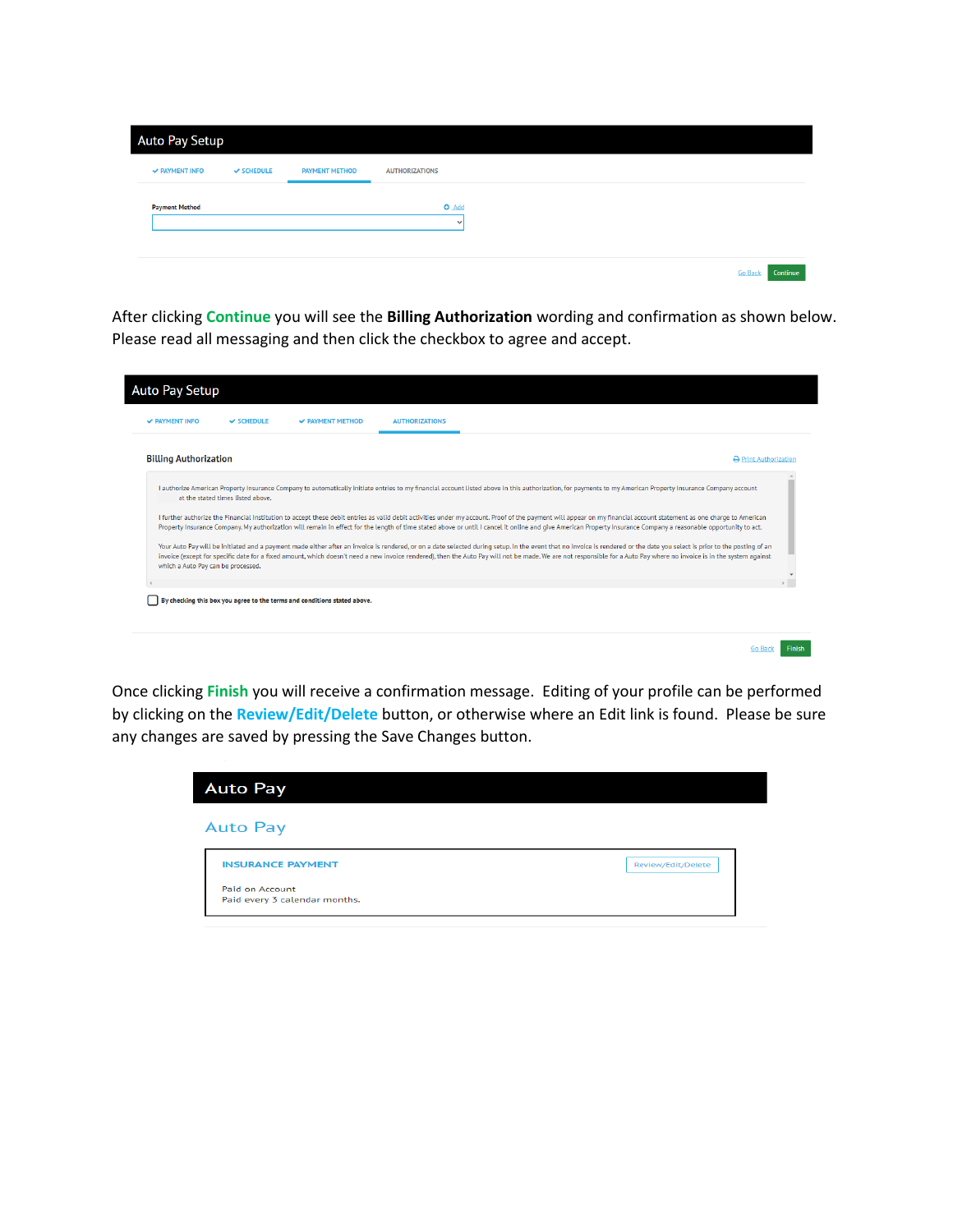Auto Pay Setup

✔ PAYMENT INFO ✔ SCHEDULE PAYMENT METHOD AUTHORIZATIONS

Payment Method Add

Go Back Continue

After clicking **Continue** you will see the **Billing Authorization** wording and confirmation as shown below. Please read all messaging and then click the checkbox to agree and accept.

Auto Pay Setup

✔ PAYMENT INFO ✔ SCHEDULE ✔ PAYMENT METHOD AUTHORIZATIONS

**Billing Authorization** Print Authorization

I authorize American Property Insurance Company to automatically initiate entries to my financial account listed above in this authorization, for payments to my American Property Insurance Company account at the stated times listed above.

I further authorize the Financial Institution to accept these debit entries as valid debit activities under my account. Proof of the payment will appear on my financial account statement as one charge to American Property Insurance Company. My authorization will remain in effect for the length of time stated above or until I cancel it online and give American Property Insurance Company a reasonable opportunity to act.

Your Auto Pay will be initiated and a payment made either after an invoice is rendered, or on a date selected during setup. In the event that no invoice is rendered or the date you select is prior to the posting of an invoice (except for specific date for a fixed amount, which doesn't need a new invoice rendered), then the Auto Pay will not be made. We are not responsible for a Auto Pay where no invoice is in the system against which a Auto Pay can be processed.

☐ By checking this box you agree to the terms and conditions stated above.

Go Back Finish

Once clicking **Finish** you will receive a confirmation message. Editing of your profile can be performed by clicking on the **Review/Edit/Delete** button, or otherwise where an Edit link is found. Please be sure any changes are saved by pressing the Save Changes button.

Auto Pay

Auto Pay

INSURANCE PAYMENT Review/Edit/Delete

Paid on Account
Paid every 3 calendar months.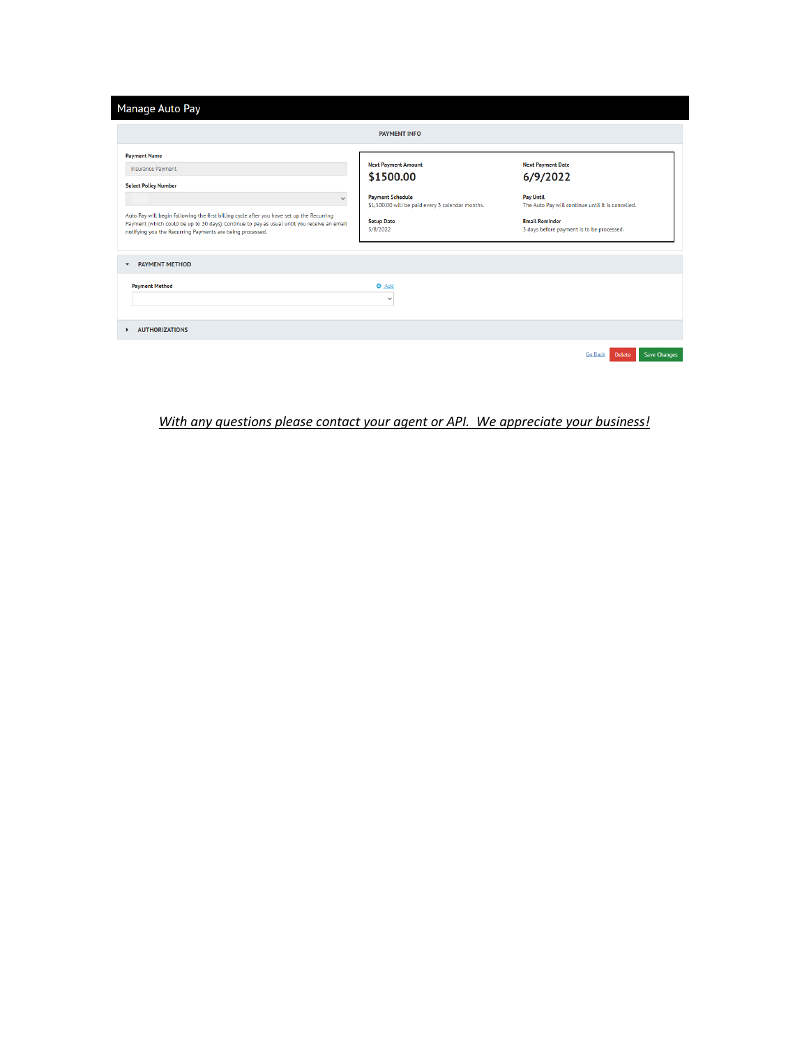## Manage Auto Pay

PAYMENT INFO

**Payment Name**

Insurance Payment

**Select Policy Number**

Auto Pay will begin following the first billing cycle after you have set up the Recurring Payment (which could be up to 30 days). Continue to pay as usual until you receive an email notifying you the Recurring Payments are being processed.

**Next Payment Amount**

$1500.00

**Next Payment Date**

6/9/2022

**Payment Schedule**

$1,500.00 will be paid every 3 calendar months.

**Pay Until**

The Auto Pay will continue until it is cancelled.

**Setup Date**

3/8/2022

**Email Reminder**

3 days before payment is to be processed.

PAYMENT METHOD

**Payment Method**

Add

AUTHORIZATIONS

Go Back | Delete | Save Changes

*With any questions please contact your agent or API. We appreciate your business!*